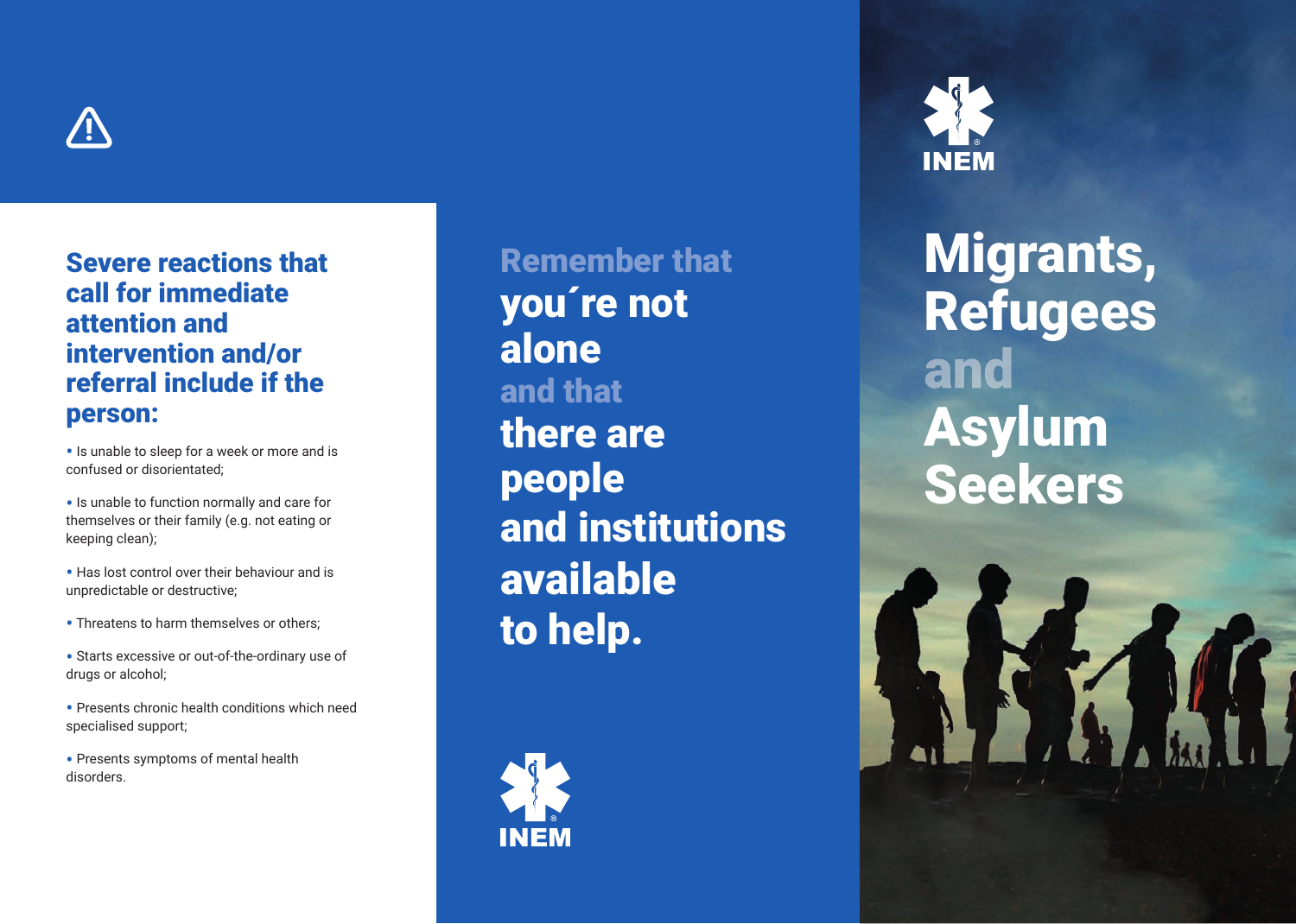## Severe reactions that call for immediate attention and intervention and/or referral include if the person:

- Is unable to sleep for a week or more and is confused or disorientated;
- Is unable to function normally and care for themselves or their family (e.g. not eating or keeping clean);
- Has lost control over their behaviour and is unpredictable or destructive;
- Threatens to harm themselves or others;
- Starts excessive or out-of-the-ordinary use of drugs or alcohol;
- Presents chronic health conditions which need specialised support;
- Presents symptoms of mental health disorders.

## Remember that **you´re not alone** and that **there are people and institutions available to help.**

INEM

INEM

# Migrants, Refugees and Asylum Seekers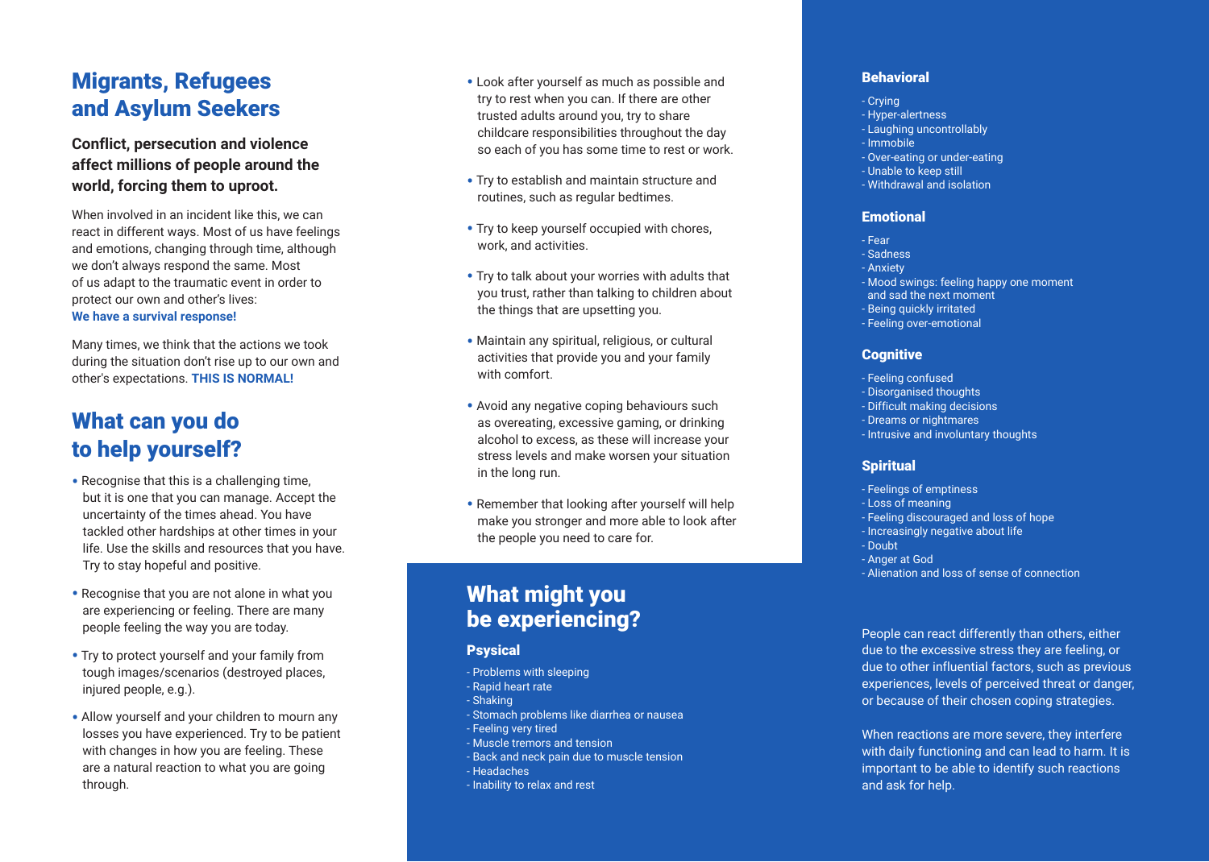# Migrants, Refugees and Asylum Seekers

**Conflict, persecution and violence affect millions of people around the world, forcing them to uproot.**

When involved in an incident like this, we can react in different ways. Most of us have feelings and emotions, changing through time, although we don't always respond the same. Most of us adapt to the traumatic event in order to protect our own and other's lives:
**We have a survival response!**

Many times, we think that the actions we took during the situation don't rise up to our own and other's expectations. **THIS IS NORMAL!**

## What can you do to help yourself?

- Recognise that this is a challenging time, but it is one that you can manage. Accept the uncertainty of the times ahead. You have tackled other hardships at other times in your life. Use the skills and resources that you have. Try to stay hopeful and positive.
- Recognise that you are not alone in what you are experiencing or feeling. There are many people feeling the way you are today.
- Try to protect yourself and your family from tough images/scenarios (destroyed places, injured people, e.g.).
- Allow yourself and your children to mourn any losses you have experienced. Try to be patient with changes in how you are feeling. These are a natural reaction to what you are going through.
- Look after yourself as much as possible and try to rest when you can. If there are other trusted adults around you, try to share childcare responsibilities throughout the day so each of you has some time to rest or work.
- Try to establish and maintain structure and routines, such as regular bedtimes.
- Try to keep yourself occupied with chores, work, and activities.
- Try to talk about your worries with adults that you trust, rather than talking to children about the things that are upsetting you.
- Maintain any spiritual, religious, or cultural activities that provide you and your family with comfort.
- Avoid any negative coping behaviours such as overeating, excessive gaming, or drinking alcohol to excess, as these will increase your stress levels and make worsen your situation in the long run.
- Remember that looking after yourself will help make you stronger and more able to look after the people you need to care for.

## What might you be experiencing?

### Psysical

- Problems with sleeping
- Rapid heart rate
- Shaking
- Stomach problems like diarrhea or nausea
- Feeling very tired
- Muscle tremors and tension
- Back and neck pain due to muscle tension
- Headaches
- Inability to relax and rest

### Behavioral

- Crying
- Hyper-alertness
- Laughing uncontrollably
- Immobile
- Over-eating or under-eating
- Unable to keep still
- Withdrawal and isolation

### Emotional

- Fear
- Sadness
- Anxiety
- Mood swings: feeling happy one moment and sad the next moment
- Being quickly irritated
- Feeling over-emotional

### Cognitive

- Feeling confused
- Disorganised thoughts
- Difficult making decisions
- Dreams or nightmares
- Intrusive and involuntary thoughts

### Spiritual

- Feelings of emptiness
- Loss of meaning
- Feeling discouraged and loss of hope
- Increasingly negative about life
- Doubt
- Anger at God
- Alienation and loss of sense of connection

People can react differently than others, either due to the excessive stress they are feeling, or due to other influential factors, such as previous experiences, levels of perceived threat or danger, or because of their chosen coping strategies.

When reactions are more severe, they interfere with daily functioning and can lead to harm. It is important to be able to identify such reactions and ask for help.